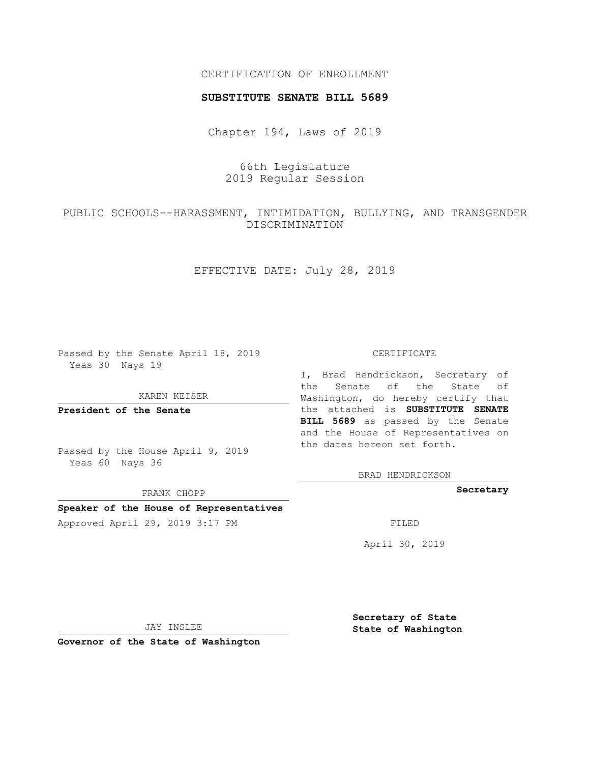CERTIFICATION OF ENROLLMENT

**SUBSTITUTE SENATE BILL 5689**

Chapter 194, Laws of 2019

66th Legislature
2019 Regular Session

PUBLIC SCHOOLS--HARASSMENT, INTIMIDATION, BULLYING, AND TRANSGENDER DISCRIMINATION

EFFECTIVE DATE: July 28, 2019

Passed by the Senate April 18, 2019
Yeas 30 Nays 19

KAREN KEISER

**President of the Senate**

Passed by the House April 9, 2019
Yeas 60 Nays 36

FRANK CHOPP

**Speaker of the House of Representatives**

Approved April 29, 2019 3:17 PM

JAY INSLEE

**Governor of the State of Washington**

CERTIFICATE

I, Brad Hendrickson, Secretary of the Senate of the State of Washington, do hereby certify that the attached is **SUBSTITUTE SENATE BILL 5689** as passed by the Senate and the House of Representatives on the dates hereon set forth.

BRAD HENDRICKSON

**Secretary**

FILED

April 30, 2019

**Secretary of State**
**State of Washington**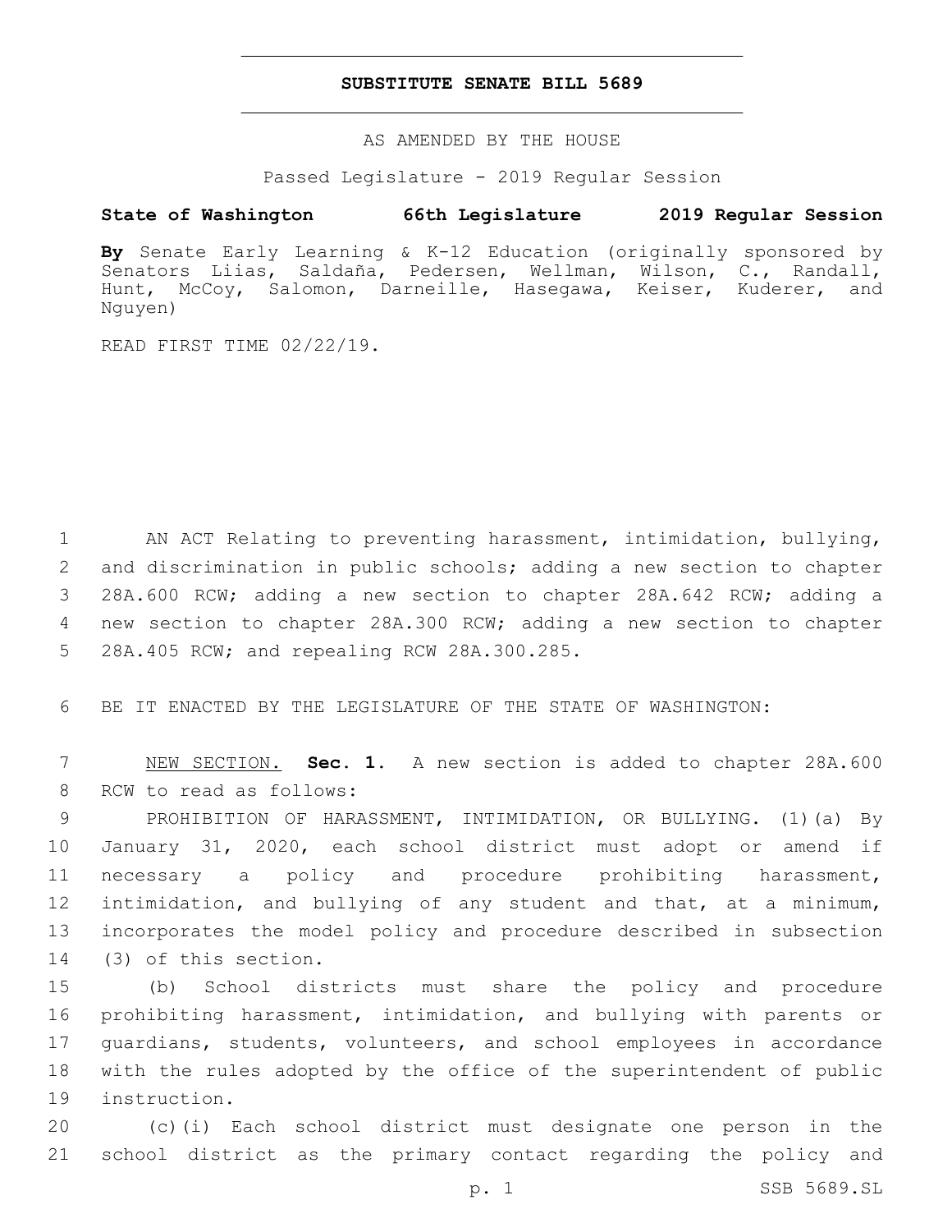# SUBSTITUTE SENATE BILL 5689

AS AMENDED BY THE HOUSE

Passed Legislature - 2019 Regular Session

**State of Washington 66th Legislature 2019 Regular Session**

**By** Senate Early Learning & K-12 Education (originally sponsored by Senators Liias, Saldaña, Pedersen, Wellman, Wilson, C., Randall, Hunt, McCoy, Salomon, Darneille, Hasegawa, Keiser, Kuderer, and Nguyen)

READ FIRST TIME 02/22/19.

AN ACT Relating to preventing harassment, intimidation, bullying, and discrimination in public schools; adding a new section to chapter 28A.600 RCW; adding a new section to chapter 28A.642 RCW; adding a new section to chapter 28A.300 RCW; adding a new section to chapter 28A.405 RCW; and repealing RCW 28A.300.285.

BE IT ENACTED BY THE LEGISLATURE OF THE STATE OF WASHINGTON:

NEW SECTION. **Sec. 1.** A new section is added to chapter 28A.600 RCW to read as follows:

PROHIBITION OF HARASSMENT, INTIMIDATION, OR BULLYING. (1)(a) By January 31, 2020, each school district must adopt or amend if necessary a policy and procedure prohibiting harassment, intimidation, and bullying of any student and that, at a minimum, incorporates the model policy and procedure described in subsection (3) of this section.

(b) School districts must share the policy and procedure prohibiting harassment, intimidation, and bullying with parents or guardians, students, volunteers, and school employees in accordance with the rules adopted by the office of the superintendent of public instruction.

(c)(i) Each school district must designate one person in the school district as the primary contact regarding the policy and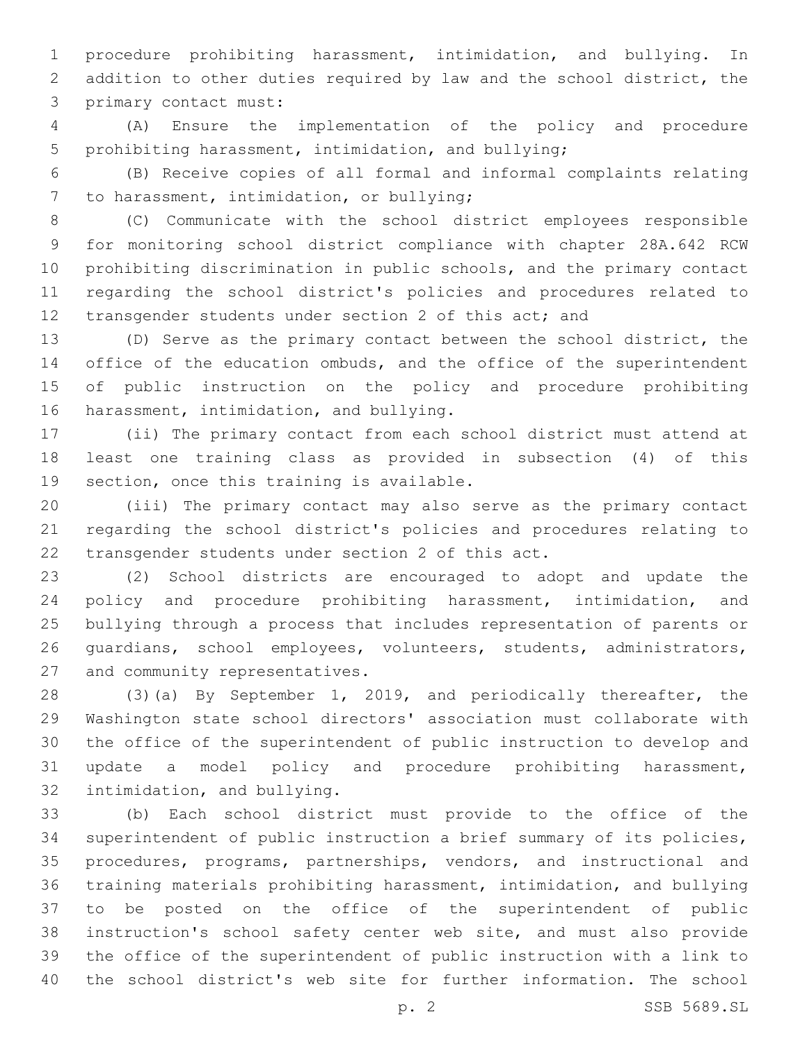procedure prohibiting harassment, intimidation, and bullying. In addition to other duties required by law and the school district, the primary contact must:

(A) Ensure the implementation of the policy and procedure prohibiting harassment, intimidation, and bullying;

(B) Receive copies of all formal and informal complaints relating to harassment, intimidation, or bullying;

(C) Communicate with the school district employees responsible for monitoring school district compliance with chapter 28A.642 RCW prohibiting discrimination in public schools, and the primary contact regarding the school district's policies and procedures related to transgender students under section 2 of this act; and

(D) Serve as the primary contact between the school district, the office of the education ombuds, and the office of the superintendent of public instruction on the policy and procedure prohibiting harassment, intimidation, and bullying.

(ii) The primary contact from each school district must attend at least one training class as provided in subsection (4) of this section, once this training is available.

(iii) The primary contact may also serve as the primary contact regarding the school district's policies and procedures relating to transgender students under section 2 of this act.

(2) School districts are encouraged to adopt and update the policy and procedure prohibiting harassment, intimidation, and bullying through a process that includes representation of parents or guardians, school employees, volunteers, students, administrators, and community representatives.

(3)(a) By September 1, 2019, and periodically thereafter, the Washington state school directors' association must collaborate with the office of the superintendent of public instruction to develop and update a model policy and procedure prohibiting harassment, intimidation, and bullying.

(b) Each school district must provide to the office of the superintendent of public instruction a brief summary of its policies, procedures, programs, partnerships, vendors, and instructional and training materials prohibiting harassment, intimidation, and bullying to be posted on the office of the superintendent of public instruction's school safety center web site, and must also provide the office of the superintendent of public instruction with a link to the school district's web site for further information. The school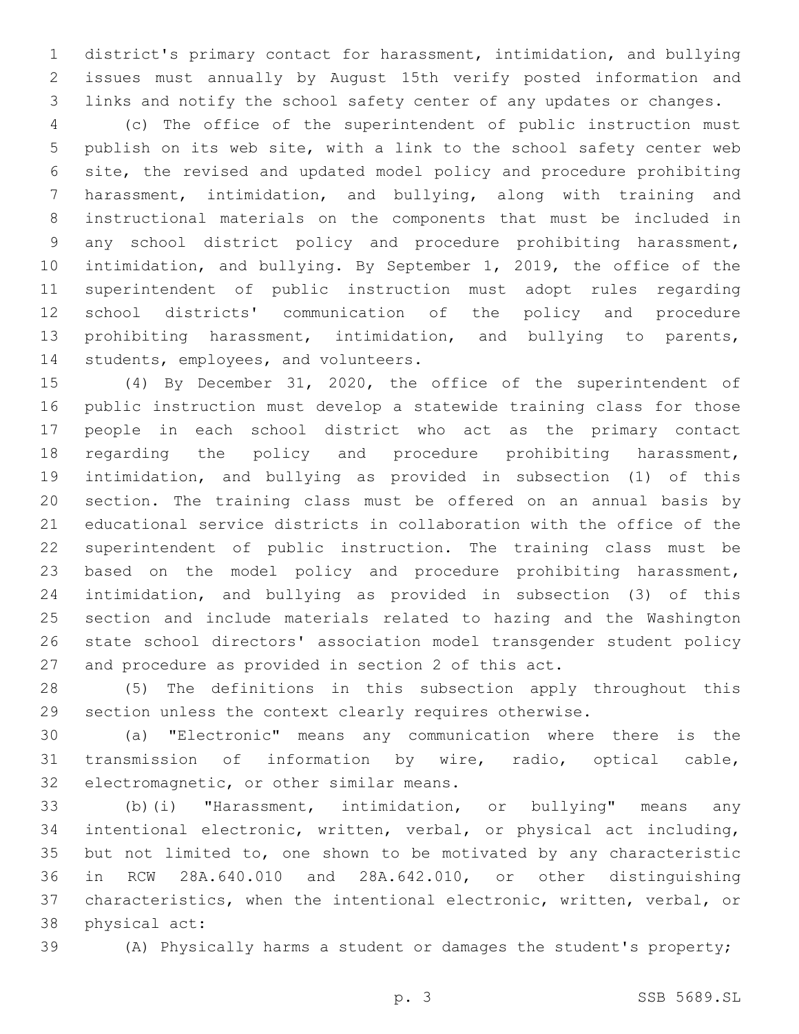district's primary contact for harassment, intimidation, and bullying issues must annually by August 15th verify posted information and links and notify the school safety center of any updates or changes.

(c) The office of the superintendent of public instruction must publish on its web site, with a link to the school safety center web site, the revised and updated model policy and procedure prohibiting harassment, intimidation, and bullying, along with training and instructional materials on the components that must be included in any school district policy and procedure prohibiting harassment, intimidation, and bullying. By September 1, 2019, the office of the superintendent of public instruction must adopt rules regarding school districts' communication of the policy and procedure prohibiting harassment, intimidation, and bullying to parents, students, employees, and volunteers.

(4) By December 31, 2020, the office of the superintendent of public instruction must develop a statewide training class for those people in each school district who act as the primary contact regarding the policy and procedure prohibiting harassment, intimidation, and bullying as provided in subsection (1) of this section. The training class must be offered on an annual basis by educational service districts in collaboration with the office of the superintendent of public instruction. The training class must be based on the model policy and procedure prohibiting harassment, intimidation, and bullying as provided in subsection (3) of this section and include materials related to hazing and the Washington state school directors' association model transgender student policy and procedure as provided in section 2 of this act.

(5) The definitions in this subsection apply throughout this section unless the context clearly requires otherwise.

(a) "Electronic" means any communication where there is the transmission of information by wire, radio, optical cable, electromagnetic, or other similar means.

(b)(i) "Harassment, intimidation, or bullying" means any intentional electronic, written, verbal, or physical act including, but not limited to, one shown to be motivated by any characteristic in RCW 28A.640.010 and 28A.642.010, or other distinguishing characteristics, when the intentional electronic, written, verbal, or physical act:

(A) Physically harms a student or damages the student's property;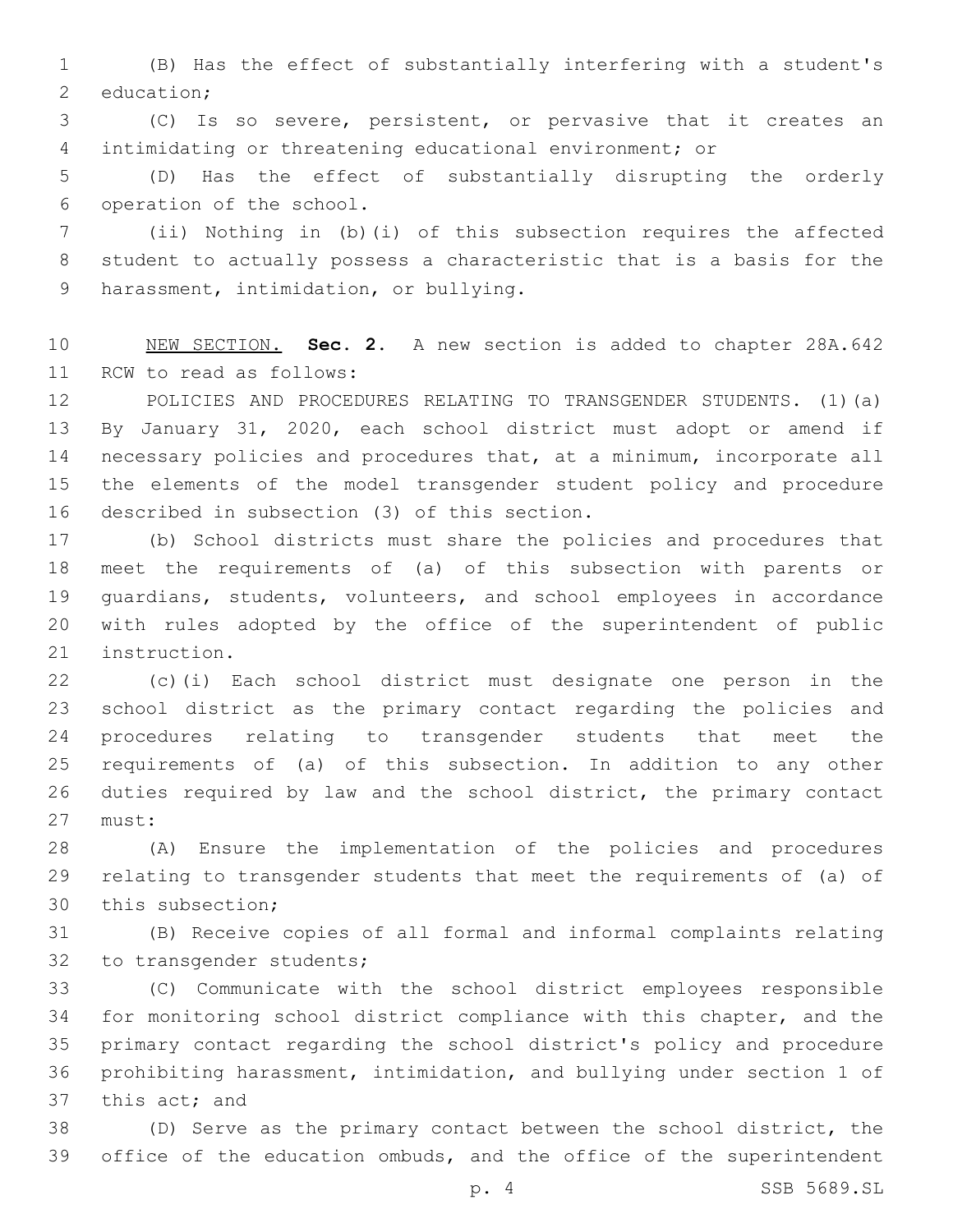(B) Has the effect of substantially interfering with a student's education;

(C) Is so severe, persistent, or pervasive that it creates an intimidating or threatening educational environment; or

(D) Has the effect of substantially disrupting the orderly operation of the school.

(ii) Nothing in (b)(i) of this subsection requires the affected student to actually possess a characteristic that is a basis for the harassment, intimidation, or bullying.

NEW SECTION. **Sec. 2.** A new section is added to chapter 28A.642 RCW to read as follows:

POLICIES AND PROCEDURES RELATING TO TRANSGENDER STUDENTS. (1)(a) By January 31, 2020, each school district must adopt or amend if necessary policies and procedures that, at a minimum, incorporate all the elements of the model transgender student policy and procedure described in subsection (3) of this section.

(b) School districts must share the policies and procedures that meet the requirements of (a) of this subsection with parents or guardians, students, volunteers, and school employees in accordance with rules adopted by the office of the superintendent of public instruction.

(c)(i) Each school district must designate one person in the school district as the primary contact regarding the policies and procedures relating to transgender students that meet the requirements of (a) of this subsection. In addition to any other duties required by law and the school district, the primary contact must:

(A) Ensure the implementation of the policies and procedures relating to transgender students that meet the requirements of (a) of this subsection;

(B) Receive copies of all formal and informal complaints relating to transgender students;

(C) Communicate with the school district employees responsible for monitoring school district compliance with this chapter, and the primary contact regarding the school district's policy and procedure prohibiting harassment, intimidation, and bullying under section 1 of this act; and

(D) Serve as the primary contact between the school district, the office of the education ombuds, and the office of the superintendent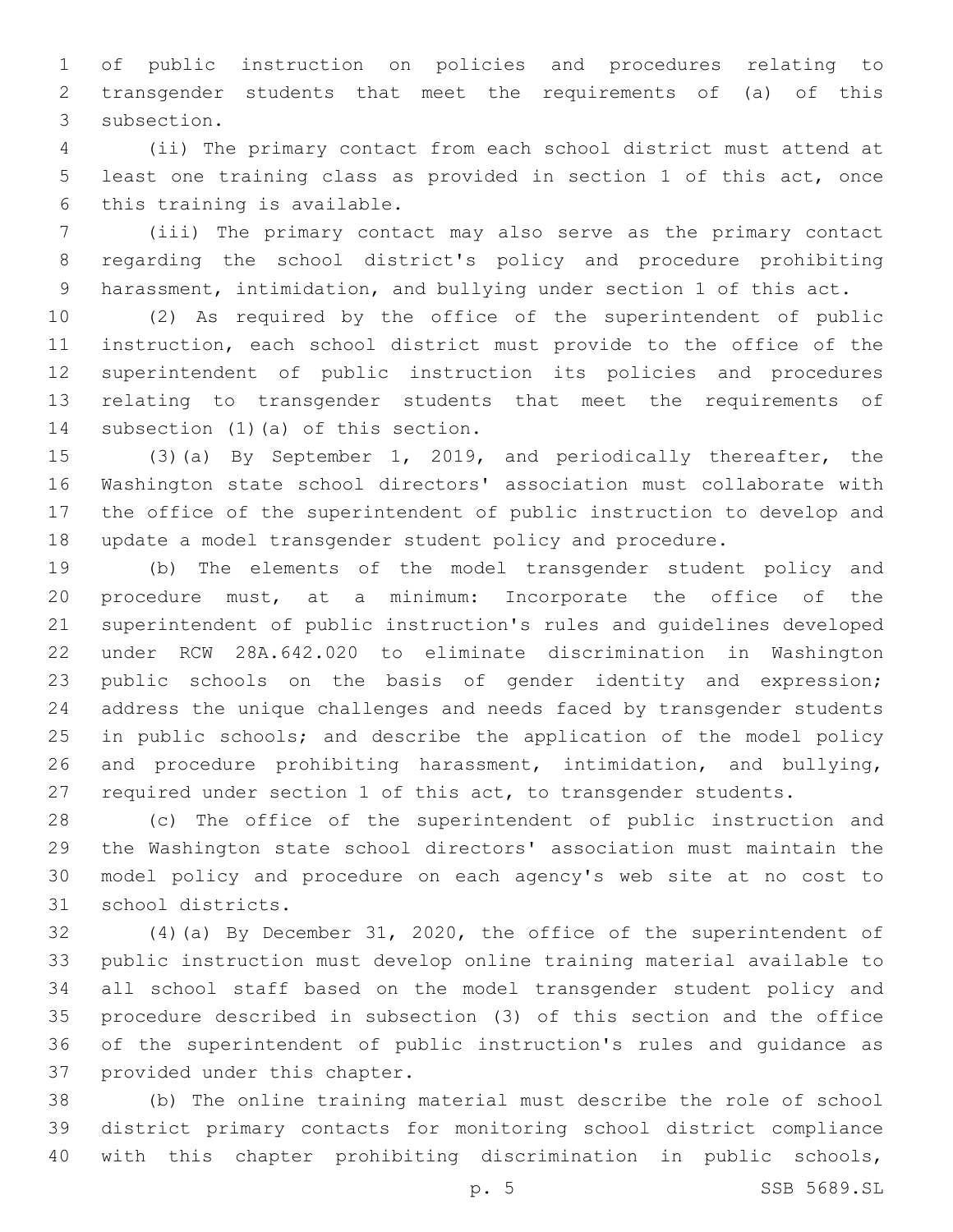of public instruction on policies and procedures relating to transgender students that meet the requirements of (a) of this subsection.

(ii) The primary contact from each school district must attend at least one training class as provided in section 1 of this act, once this training is available.

(iii) The primary contact may also serve as the primary contact regarding the school district's policy and procedure prohibiting harassment, intimidation, and bullying under section 1 of this act.

(2) As required by the office of the superintendent of public instruction, each school district must provide to the office of the superintendent of public instruction its policies and procedures relating to transgender students that meet the requirements of subsection (1)(a) of this section.

(3)(a) By September 1, 2019, and periodically thereafter, the Washington state school directors' association must collaborate with the office of the superintendent of public instruction to develop and update a model transgender student policy and procedure.

(b) The elements of the model transgender student policy and procedure must, at a minimum: Incorporate the office of the superintendent of public instruction's rules and guidelines developed under RCW 28A.642.020 to eliminate discrimination in Washington public schools on the basis of gender identity and expression; address the unique challenges and needs faced by transgender students in public schools; and describe the application of the model policy and procedure prohibiting harassment, intimidation, and bullying, required under section 1 of this act, to transgender students.

(c) The office of the superintendent of public instruction and the Washington state school directors' association must maintain the model policy and procedure on each agency's web site at no cost to school districts.

(4)(a) By December 31, 2020, the office of the superintendent of public instruction must develop online training material available to all school staff based on the model transgender student policy and procedure described in subsection (3) of this section and the office of the superintendent of public instruction's rules and guidance as provided under this chapter.

(b) The online training material must describe the role of school district primary contacts for monitoring school district compliance with this chapter prohibiting discrimination in public schools,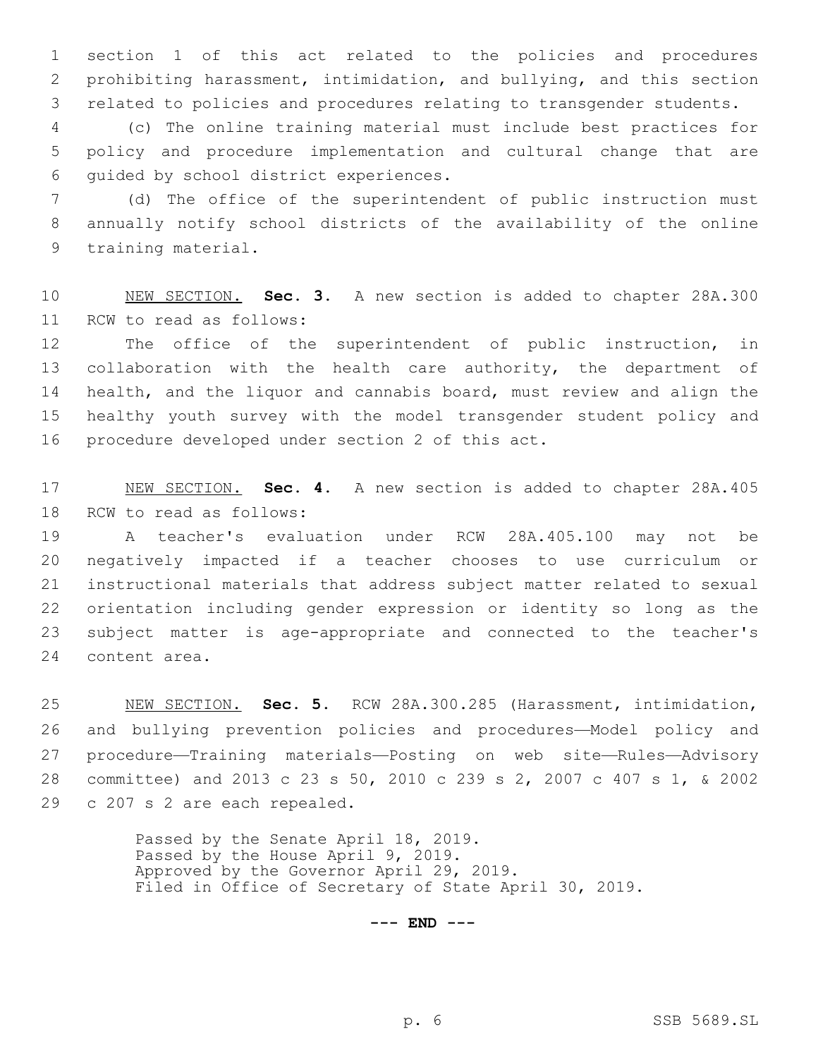section 1 of this act related to the policies and procedures prohibiting harassment, intimidation, and bullying, and this section related to policies and procedures relating to transgender students.

(c) The online training material must include best practices for policy and procedure implementation and cultural change that are guided by school district experiences.

(d) The office of the superintendent of public instruction must annually notify school districts of the availability of the online training material.

NEW SECTION. **Sec. 3.** A new section is added to chapter 28A.300 RCW to read as follows:

The office of the superintendent of public instruction, in collaboration with the health care authority, the department of health, and the liquor and cannabis board, must review and align the healthy youth survey with the model transgender student policy and procedure developed under section 2 of this act.

NEW SECTION. **Sec. 4.** A new section is added to chapter 28A.405 RCW to read as follows:

A teacher's evaluation under RCW 28A.405.100 may not be negatively impacted if a teacher chooses to use curriculum or instructional materials that address subject matter related to sexual orientation including gender expression or identity so long as the subject matter is age-appropriate and connected to the teacher's content area.

NEW SECTION. **Sec. 5.** RCW 28A.300.285 (Harassment, intimidation, and bullying prevention policies and procedures—Model policy and procedure—Training materials—Posting on web site—Rules—Advisory committee) and 2013 c 23 s 50, 2010 c 239 s 2, 2007 c 407 s 1, & 2002 c 207 s 2 are each repealed.

Passed by the Senate April 18, 2019.
Passed by the House April 9, 2019.
Approved by the Governor April 29, 2019.
Filed in Office of Secretary of State April 30, 2019.

**--- END ---**